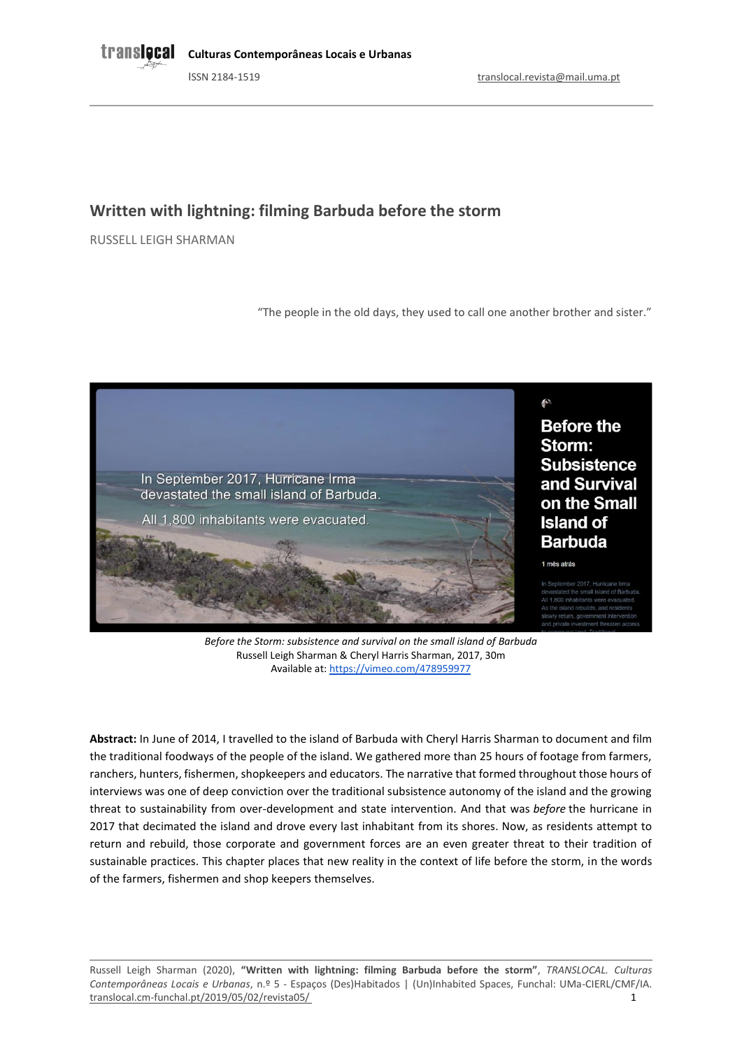# Written with lightning: filming Barbuda before the storm

RUSSELL LEIGH SHARMAN

> "The people in the old days, they used to call one another brother and sister."

*Before the Storm: subsistence and survival on the small island of Barbuda*
Russell Leigh Sharman & Cheryl Harris Sharman, 2017, 30m
Available at: https://vimeo.com/478959977

**Abstract:** In June of 2014, I travelled to the island of Barbuda with Cheryl Harris Sharman to document and film the traditional foodways of the people of the island. We gathered more than 25 hours of footage from farmers, ranchers, hunters, fishermen, shopkeepers and educators. The narrative that formed throughout those hours of interviews was one of deep conviction over the traditional subsistence autonomy of the island and the growing threat to sustainability from over-development and state intervention. And that was *before* the hurricane in 2017 that decimated the island and drove every last inhabitant from its shores. Now, as residents attempt to return and rebuild, those corporate and government forces are an even greater threat to their tradition of sustainable practices. This chapter places that new reality in the context of life before the storm, in the words of the farmers, fishermen and shop keepers themselves.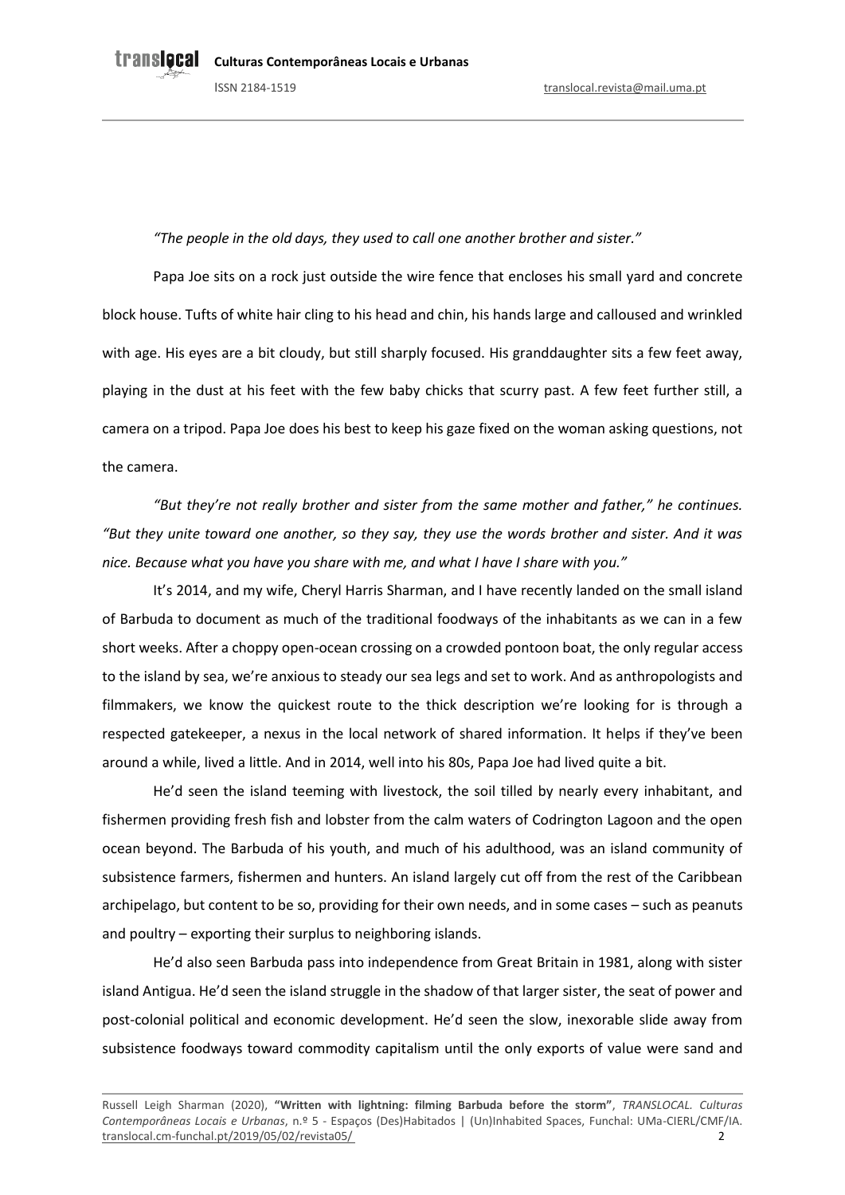*"The people in the old days, they used to call one another brother and sister."*

Papa Joe sits on a rock just outside the wire fence that encloses his small yard and concrete block house. Tufts of white hair cling to his head and chin, his hands large and calloused and wrinkled with age. His eyes are a bit cloudy, but still sharply focused. His granddaughter sits a few feet away, playing in the dust at his feet with the few baby chicks that scurry past. A few feet further still, a camera on a tripod. Papa Joe does his best to keep his gaze fixed on the woman asking questions, not the camera.

*"But they're not really brother and sister from the same mother and father," he continues. "But they unite toward one another, so they say, they use the words brother and sister. And it was nice. Because what you have you share with me, and what I have I share with you."*

It's 2014, and my wife, Cheryl Harris Sharman, and I have recently landed on the small island of Barbuda to document as much of the traditional foodways of the inhabitants as we can in a few short weeks. After a choppy open-ocean crossing on a crowded pontoon boat, the only regular access to the island by sea, we're anxious to steady our sea legs and set to work. And as anthropologists and filmmakers, we know the quickest route to the thick description we're looking for is through a respected gatekeeper, a nexus in the local network of shared information. It helps if they've been around a while, lived a little. And in 2014, well into his 80s, Papa Joe had lived quite a bit.

He'd seen the island teeming with livestock, the soil tilled by nearly every inhabitant, and fishermen providing fresh fish and lobster from the calm waters of Codrington Lagoon and the open ocean beyond. The Barbuda of his youth, and much of his adulthood, was an island community of subsistence farmers, fishermen and hunters. An island largely cut off from the rest of the Caribbean archipelago, but content to be so, providing for their own needs, and in some cases – such as peanuts and poultry – exporting their surplus to neighboring islands.

He'd also seen Barbuda pass into independence from Great Britain in 1981, along with sister island Antigua. He'd seen the island struggle in the shadow of that larger sister, the seat of power and post-colonial political and economic development. He'd seen the slow, inexorable slide away from subsistence foodways toward commodity capitalism until the only exports of value were sand and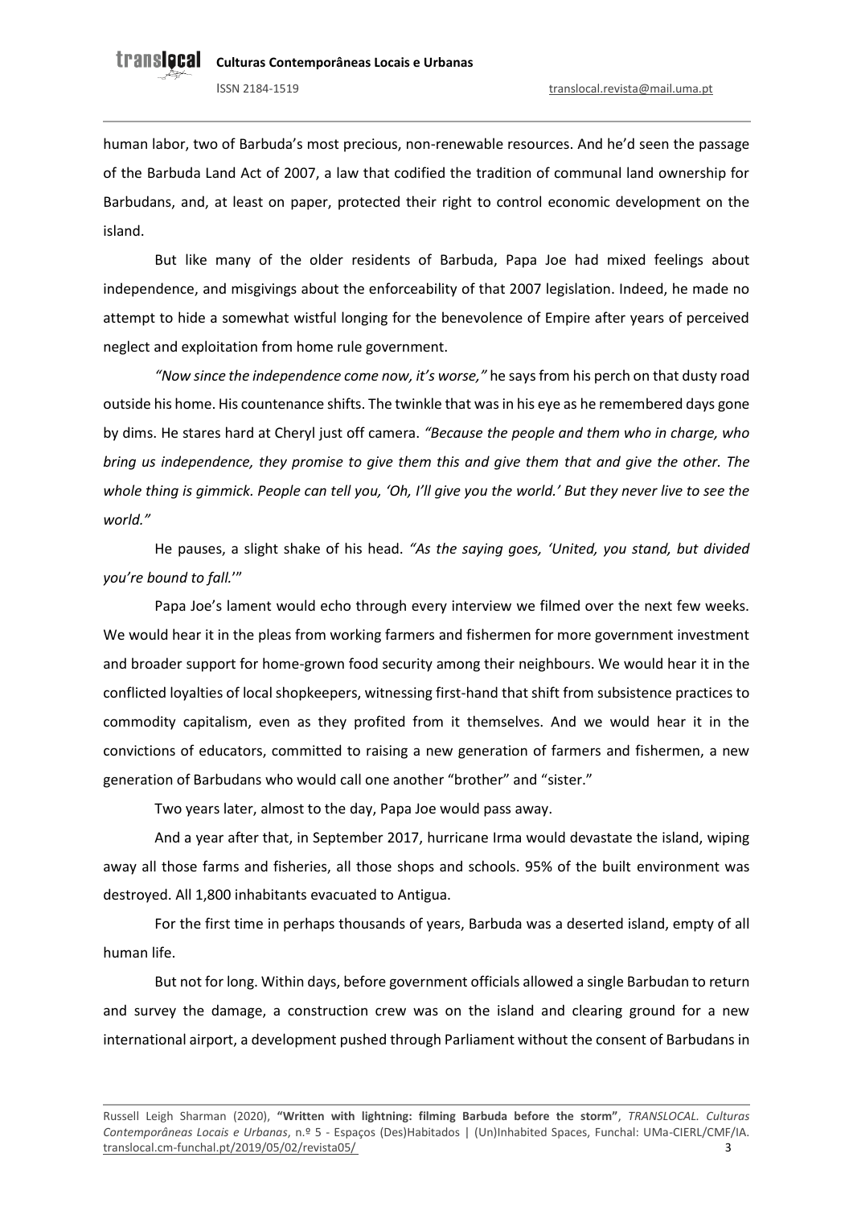human labor, two of Barbuda's most precious, non-renewable resources. And he'd seen the passage of the Barbuda Land Act of 2007, a law that codified the tradition of communal land ownership for Barbudans, and, at least on paper, protected their right to control economic development on the island.

But like many of the older residents of Barbuda, Papa Joe had mixed feelings about independence, and misgivings about the enforceability of that 2007 legislation. Indeed, he made no attempt to hide a somewhat wistful longing for the benevolence of Empire after years of perceived neglect and exploitation from home rule government.

*"Now since the independence come now, it's worse,"* he says from his perch on that dusty road outside his home. His countenance shifts. The twinkle that was in his eye as he remembered days gone by dims. He stares hard at Cheryl just off camera. *"Because the people and them who in charge, who bring us independence, they promise to give them this and give them that and give the other. The whole thing is gimmick. People can tell you, 'Oh, I'll give you the world.' But they never live to see the world."*

He pauses, a slight shake of his head. *"As the saying goes, 'United, you stand, but divided you're bound to fall.'"*

Papa Joe's lament would echo through every interview we filmed over the next few weeks. We would hear it in the pleas from working farmers and fishermen for more government investment and broader support for home-grown food security among their neighbours. We would hear it in the conflicted loyalties of local shopkeepers, witnessing first-hand that shift from subsistence practices to commodity capitalism, even as they profited from it themselves. And we would hear it in the convictions of educators, committed to raising a new generation of farmers and fishermen, a new generation of Barbudans who would call one another "brother" and "sister."

Two years later, almost to the day, Papa Joe would pass away.

And a year after that, in September 2017, hurricane Irma would devastate the island, wiping away all those farms and fisheries, all those shops and schools. 95% of the built environment was destroyed. All 1,800 inhabitants evacuated to Antigua.

For the first time in perhaps thousands of years, Barbuda was a deserted island, empty of all human life.

But not for long. Within days, before government officials allowed a single Barbudan to return and survey the damage, a construction crew was on the island and clearing ground for a new international airport, a development pushed through Parliament without the consent of Barbudans in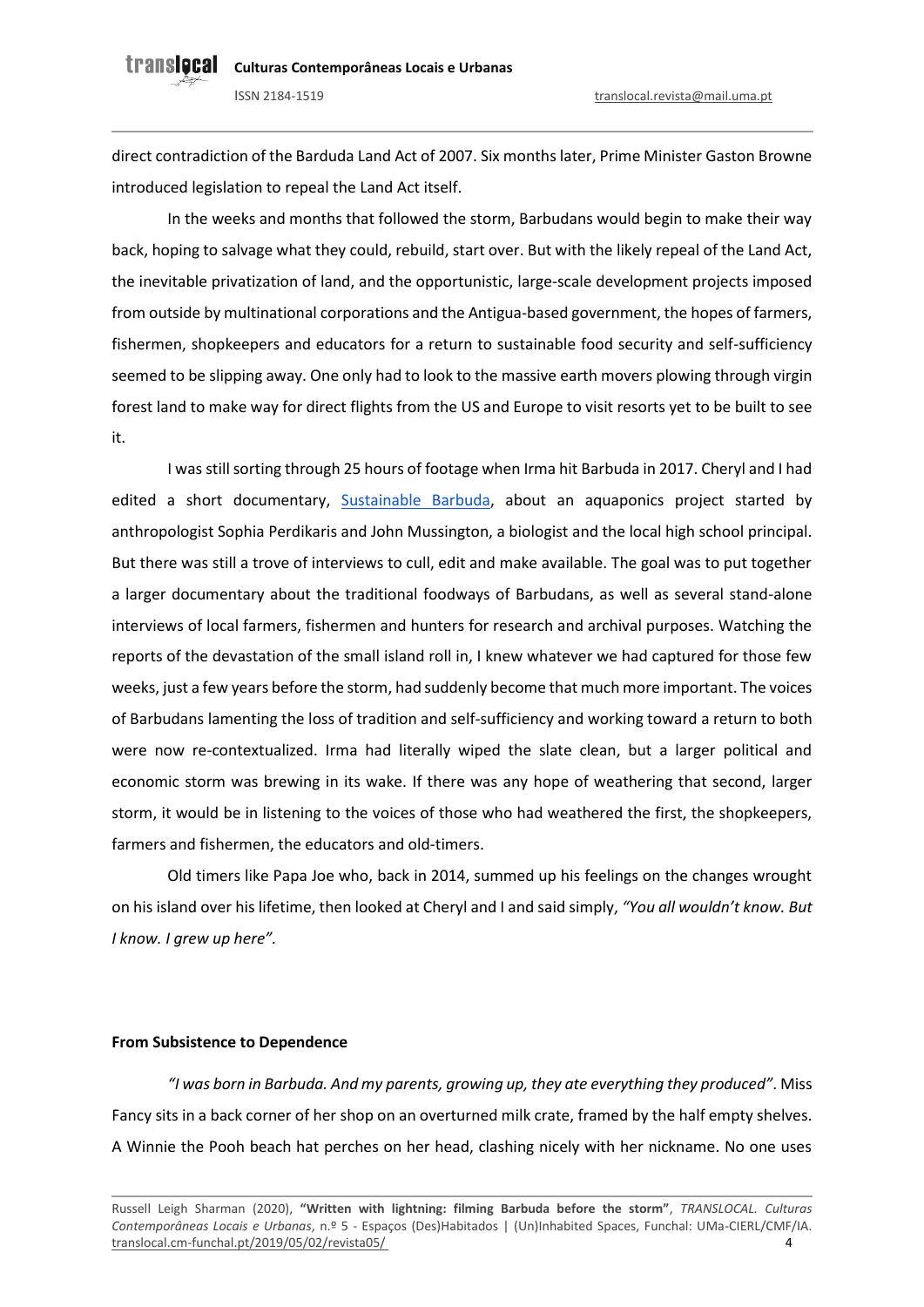direct contradiction of the Barduda Land Act of 2007. Six months later, Prime Minister Gaston Browne introduced legislation to repeal the Land Act itself.

In the weeks and months that followed the storm, Barbudans would begin to make their way back, hoping to salvage what they could, rebuild, start over. But with the likely repeal of the Land Act, the inevitable privatization of land, and the opportunistic, large-scale development projects imposed from outside by multinational corporations and the Antigua-based government, the hopes of farmers, fishermen, shopkeepers and educators for a return to sustainable food security and self-sufficiency seemed to be slipping away. One only had to look to the massive earth movers plowing through virgin forest land to make way for direct flights from the US and Europe to visit resorts yet to be built to see it.

I was still sorting through 25 hours of footage when Irma hit Barbuda in 2017. Cheryl and I had edited a short documentary, Sustainable Barbuda, about an aquaponics project started by anthropologist Sophia Perdikaris and John Mussington, a biologist and the local high school principal. But there was still a trove of interviews to cull, edit and make available. The goal was to put together a larger documentary about the traditional foodways of Barbudans, as well as several stand-alone interviews of local farmers, fishermen and hunters for research and archival purposes. Watching the reports of the devastation of the small island roll in, I knew whatever we had captured for those few weeks, just a few years before the storm, had suddenly become that much more important. The voices of Barbudans lamenting the loss of tradition and self-sufficiency and working toward a return to both were now re-contextualized. Irma had literally wiped the slate clean, but a larger political and economic storm was brewing in its wake. If there was any hope of weathering that second, larger storm, it would be in listening to the voices of those who had weathered the first, the shopkeepers, farmers and fishermen, the educators and old-timers.

Old timers like Papa Joe who, back in 2014, summed up his feelings on the changes wrought on his island over his lifetime, then looked at Cheryl and I and said simply, *"You all wouldn't know. But I know. I grew up here".*

**From Subsistence to Dependence**

*"I was born in Barbuda. And my parents, growing up, they ate everything they produced"*. Miss Fancy sits in a back corner of her shop on an overturned milk crate, framed by the half empty shelves. A Winnie the Pooh beach hat perches on her head, clashing nicely with her nickname. No one uses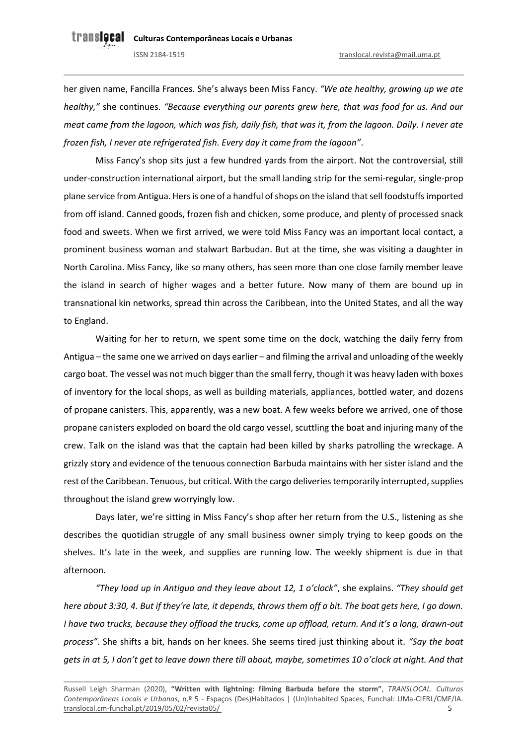her given name, Fancilla Frances. She's always been Miss Fancy. *"We ate healthy, growing up we ate healthy,"* she continues. *"Because everything our parents grew here, that was food for us. And our meat came from the lagoon, which was fish, daily fish, that was it, from the lagoon. Daily. I never ate frozen fish, I never ate refrigerated fish. Every day it came from the lagoon"*.

Miss Fancy's shop sits just a few hundred yards from the airport. Not the controversial, still under-construction international airport, but the small landing strip for the semi-regular, single-prop plane service from Antigua. Hers is one of a handful of shops on the island that sell foodstuffs imported from off island. Canned goods, frozen fish and chicken, some produce, and plenty of processed snack food and sweets. When we first arrived, we were told Miss Fancy was an important local contact, a prominent business woman and stalwart Barbudan. But at the time, she was visiting a daughter in North Carolina. Miss Fancy, like so many others, has seen more than one close family member leave the island in search of higher wages and a better future. Now many of them are bound up in transnational kin networks, spread thin across the Caribbean, into the United States, and all the way to England.

Waiting for her to return, we spent some time on the dock, watching the daily ferry from Antigua – the same one we arrived on days earlier – and filming the arrival and unloading of the weekly cargo boat. The vessel was not much bigger than the small ferry, though it was heavy laden with boxes of inventory for the local shops, as well as building materials, appliances, bottled water, and dozens of propane canisters. This, apparently, was a new boat. A few weeks before we arrived, one of those propane canisters exploded on board the old cargo vessel, scuttling the boat and injuring many of the crew. Talk on the island was that the captain had been killed by sharks patrolling the wreckage. A grizzly story and evidence of the tenuous connection Barbuda maintains with her sister island and the rest of the Caribbean. Tenuous, but critical. With the cargo deliveries temporarily interrupted, supplies throughout the island grew worryingly low.

Days later, we're sitting in Miss Fancy's shop after her return from the U.S., listening as she describes the quotidian struggle of any small business owner simply trying to keep goods on the shelves. It's late in the week, and supplies are running low. The weekly shipment is due in that afternoon.

*"They load up in Antigua and they leave about 12, 1 o'clock"*, she explains. *"They should get here about 3:30, 4. But if they're late, it depends, throws them off a bit. The boat gets here, I go down. I have two trucks, because they offload the trucks, come up offload, return. And it's a long, drawn-out process"*. She shifts a bit, hands on her knees. She seems tired just thinking about it. *"Say the boat gets in at 5, I don't get to leave down there till about, maybe, sometimes 10 o'clock at night. And that*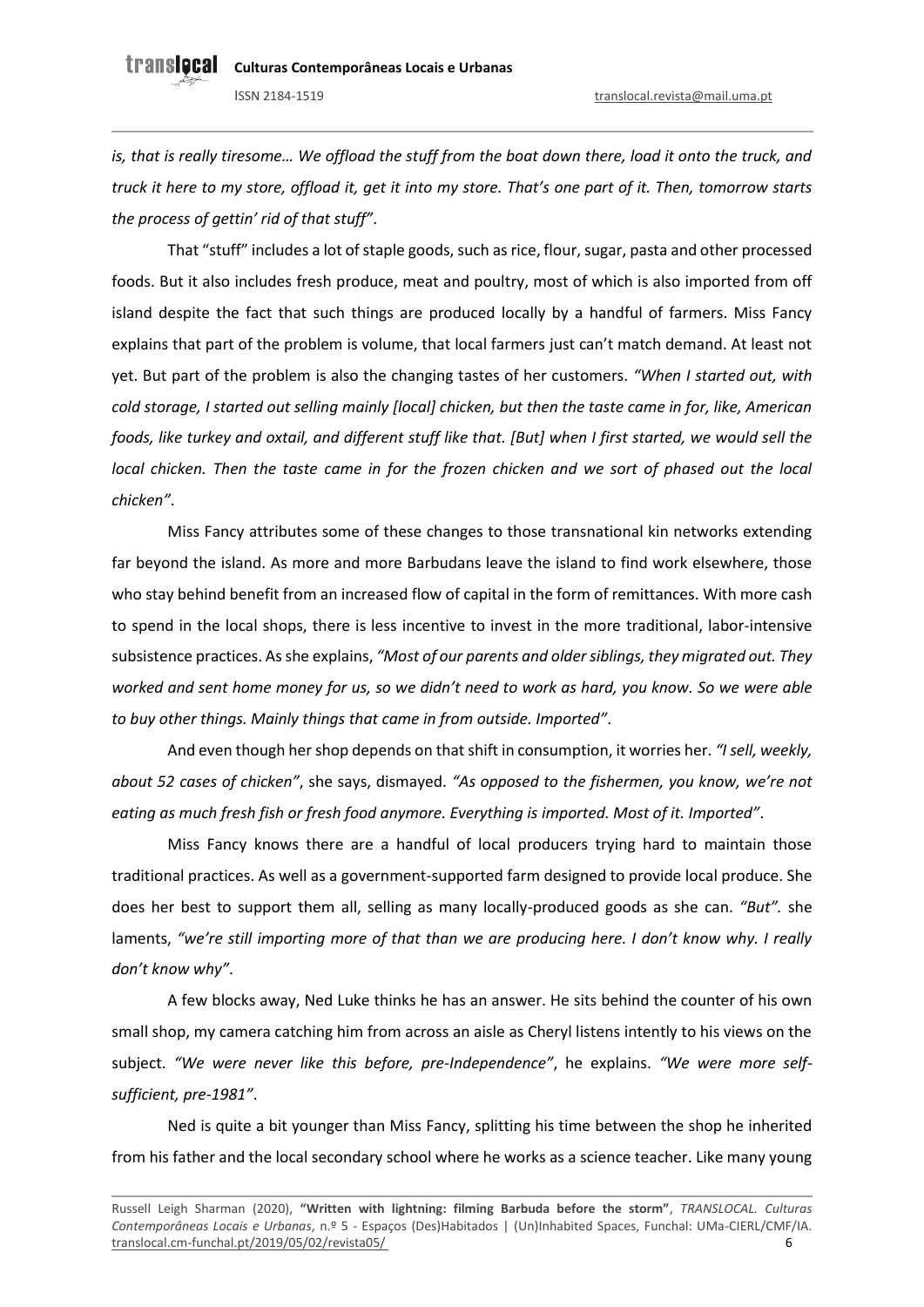*is, that is really tiresome… We offload the stuff from the boat down there, load it onto the truck, and truck it here to my store, offload it, get it into my store. That's one part of it. Then, tomorrow starts the process of gettin' rid of that stuff"*.

That "stuff" includes a lot of staple goods, such as rice, flour, sugar, pasta and other processed foods. But it also includes fresh produce, meat and poultry, most of which is also imported from off island despite the fact that such things are produced locally by a handful of farmers. Miss Fancy explains that part of the problem is volume, that local farmers just can't match demand. At least not yet. But part of the problem is also the changing tastes of her customers. *"When I started out, with cold storage, I started out selling mainly [local] chicken, but then the taste came in for, like, American foods, like turkey and oxtail, and different stuff like that. [But] when I first started, we would sell the local chicken. Then the taste came in for the frozen chicken and we sort of phased out the local chicken"*.

Miss Fancy attributes some of these changes to those transnational kin networks extending far beyond the island. As more and more Barbudans leave the island to find work elsewhere, those who stay behind benefit from an increased flow of capital in the form of remittances. With more cash to spend in the local shops, there is less incentive to invest in the more traditional, labor-intensive subsistence practices. As she explains, *"Most of our parents and older siblings, they migrated out. They worked and sent home money for us, so we didn't need to work as hard, you know. So we were able to buy other things. Mainly things that came in from outside. Imported"*.

And even though her shop depends on that shift in consumption, it worries her. *"I sell, weekly, about 52 cases of chicken"*, she says, dismayed. *"As opposed to the fishermen, you know, we're not eating as much fresh fish or fresh food anymore. Everything is imported. Most of it. Imported"*.

Miss Fancy knows there are a handful of local producers trying hard to maintain those traditional practices. As well as a government-supported farm designed to provide local produce. She does her best to support them all, selling as many locally-produced goods as she can. *"But".* she laments, *"we're still importing more of that than we are producing here. I don't know why. I really don't know why"*.

A few blocks away, Ned Luke thinks he has an answer. He sits behind the counter of his own small shop, my camera catching him from across an aisle as Cheryl listens intently to his views on the subject. *"We were never like this before, pre-Independence"*, he explains. *"We were more self-sufficient, pre-1981"*.

Ned is quite a bit younger than Miss Fancy, splitting his time between the shop he inherited from his father and the local secondary school where he works as a science teacher. Like many young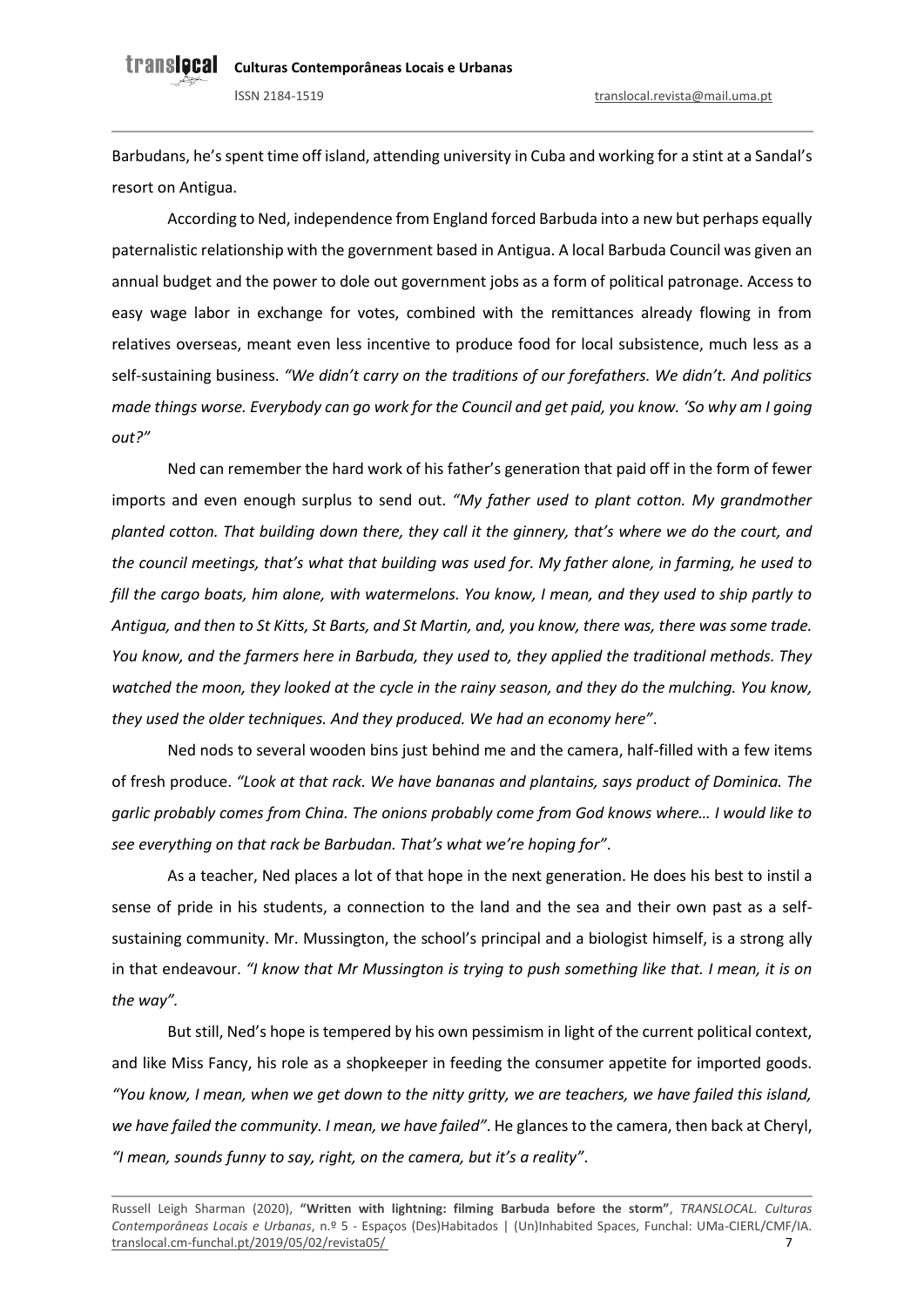Barbudans, he's spent time off island, attending university in Cuba and working for a stint at a Sandal's resort on Antigua.

According to Ned, independence from England forced Barbuda into a new but perhaps equally paternalistic relationship with the government based in Antigua. A local Barbuda Council was given an annual budget and the power to dole out government jobs as a form of political patronage. Access to easy wage labor in exchange for votes, combined with the remittances already flowing in from relatives overseas, meant even less incentive to produce food for local subsistence, much less as a self-sustaining business. *"We didn't carry on the traditions of our forefathers. We didn't. And politics made things worse. Everybody can go work for the Council and get paid, you know. 'So why am I going out?"*

Ned can remember the hard work of his father's generation that paid off in the form of fewer imports and even enough surplus to send out. *"My father used to plant cotton. My grandmother planted cotton. That building down there, they call it the ginnery, that's where we do the court, and the council meetings, that's what that building was used for. My father alone, in farming, he used to fill the cargo boats, him alone, with watermelons. You know, I mean, and they used to ship partly to Antigua, and then to St Kitts, St Barts, and St Martin, and, you know, there was, there was some trade. You know, and the farmers here in Barbuda, they used to, they applied the traditional methods. They watched the moon, they looked at the cycle in the rainy season, and they do the mulching. You know, they used the older techniques. And they produced. We had an economy here"*.

Ned nods to several wooden bins just behind me and the camera, half-filled with a few items of fresh produce. *"Look at that rack. We have bananas and plantains, says product of Dominica. The garlic probably comes from China. The onions probably come from God knows where… I would like to see everything on that rack be Barbudan. That's what we're hoping for"*.

As a teacher, Ned places a lot of that hope in the next generation. He does his best to instil a sense of pride in his students, a connection to the land and the sea and their own past as a self-sustaining community. Mr. Mussington, the school's principal and a biologist himself, is a strong ally in that endeavour. *"I know that Mr Mussington is trying to push something like that. I mean, it is on the way".*

But still, Ned's hope is tempered by his own pessimism in light of the current political context, and like Miss Fancy, his role as a shopkeeper in feeding the consumer appetite for imported goods. *"You know, I mean, when we get down to the nitty gritty, we are teachers, we have failed this island, we have failed the community. I mean, we have failed"*. He glances to the camera, then back at Cheryl, *"I mean, sounds funny to say, right, on the camera, but it's a reality"*.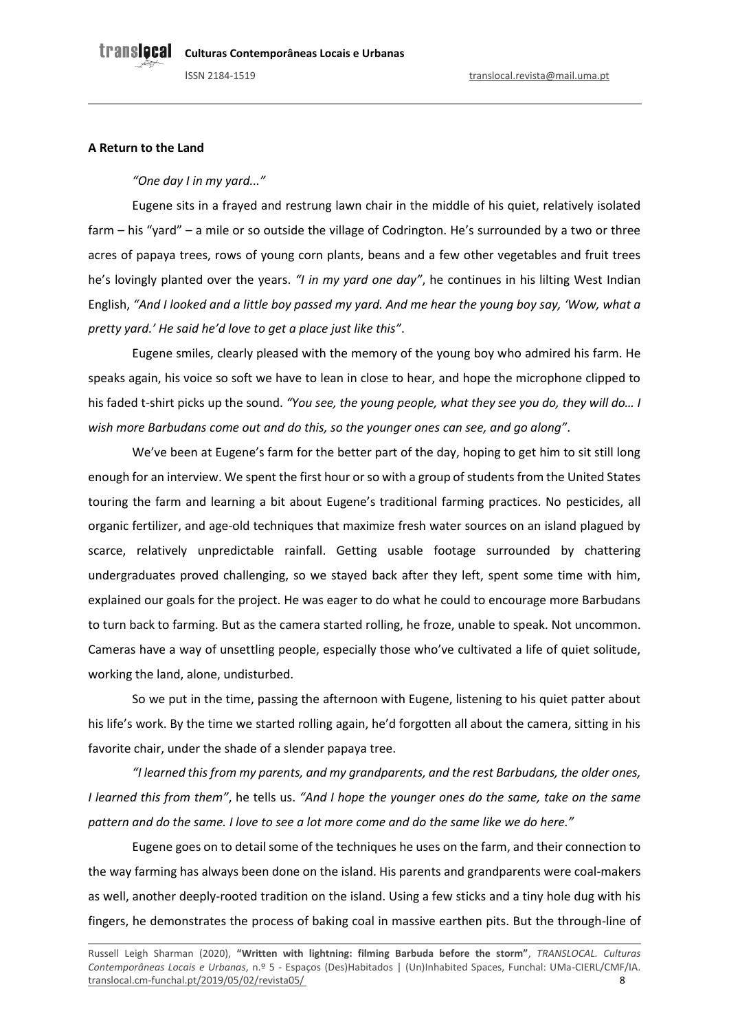**A Return to the Land**

*"One day I in my yard..."*

Eugene sits in a frayed and restrung lawn chair in the middle of his quiet, relatively isolated farm – his "yard" – a mile or so outside the village of Codrington. He's surrounded by a two or three acres of papaya trees, rows of young corn plants, beans and a few other vegetables and fruit trees he's lovingly planted over the years. *"I in my yard one day"*, he continues in his lilting West Indian English, *"And I looked and a little boy passed my yard. And me hear the young boy say, 'Wow, what a pretty yard.' He said he'd love to get a place just like this"*.

Eugene smiles, clearly pleased with the memory of the young boy who admired his farm. He speaks again, his voice so soft we have to lean in close to hear, and hope the microphone clipped to his faded t-shirt picks up the sound. *"You see, the young people, what they see you do, they will do… I wish more Barbudans come out and do this, so the younger ones can see, and go along"*.

We've been at Eugene's farm for the better part of the day, hoping to get him to sit still long enough for an interview. We spent the first hour or so with a group of students from the United States touring the farm and learning a bit about Eugene's traditional farming practices. No pesticides, all organic fertilizer, and age-old techniques that maximize fresh water sources on an island plagued by scarce, relatively unpredictable rainfall. Getting usable footage surrounded by chattering undergraduates proved challenging, so we stayed back after they left, spent some time with him, explained our goals for the project. He was eager to do what he could to encourage more Barbudans to turn back to farming. But as the camera started rolling, he froze, unable to speak. Not uncommon. Cameras have a way of unsettling people, especially those who've cultivated a life of quiet solitude, working the land, alone, undisturbed.

So we put in the time, passing the afternoon with Eugene, listening to his quiet patter about his life's work. By the time we started rolling again, he'd forgotten all about the camera, sitting in his favorite chair, under the shade of a slender papaya tree.

*"I learned this from my parents, and my grandparents, and the rest Barbudans, the older ones, I learned this from them"*, he tells us. *"And I hope the younger ones do the same, take on the same pattern and do the same. I love to see a lot more come and do the same like we do here."*

Eugene goes on to detail some of the techniques he uses on the farm, and their connection to the way farming has always been done on the island. His parents and grandparents were coal-makers as well, another deeply-rooted tradition on the island. Using a few sticks and a tiny hole dug with his fingers, he demonstrates the process of baking coal in massive earthen pits. But the through-line of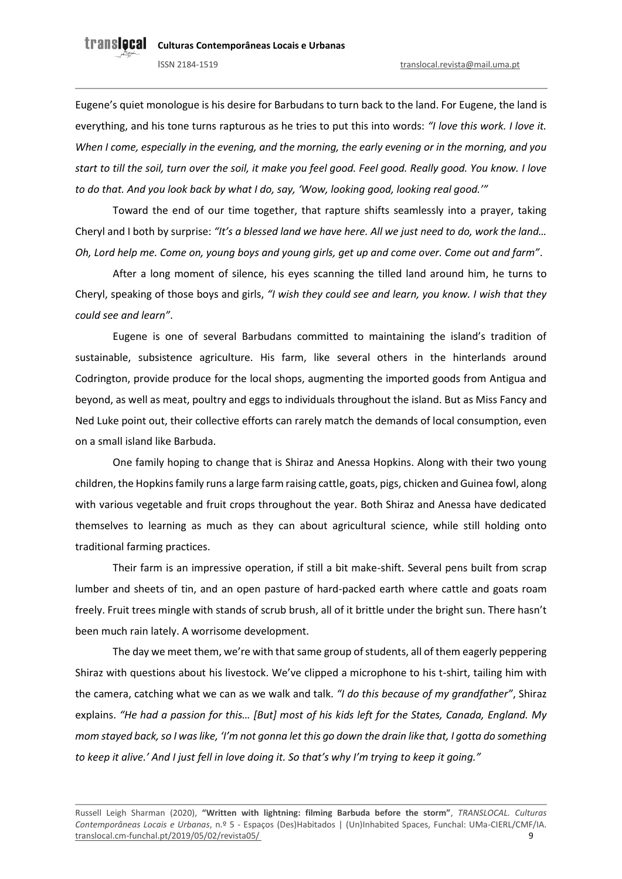Eugene's quiet monologue is his desire for Barbudans to turn back to the land. For Eugene, the land is everything, and his tone turns rapturous as he tries to put this into words: *"I love this work. I love it. When I come, especially in the evening, and the morning, the early evening or in the morning, and you start to till the soil, turn over the soil, it make you feel good. Feel good. Really good. You know. I love to do that. And you look back by what I do, say, 'Wow, looking good, looking real good.'"*

Toward the end of our time together, that rapture shifts seamlessly into a prayer, taking Cheryl and I both by surprise: *"It's a blessed land we have here. All we just need to do, work the land… Oh, Lord help me. Come on, young boys and young girls, get up and come over. Come out and farm"*.

After a long moment of silence, his eyes scanning the tilled land around him, he turns to Cheryl, speaking of those boys and girls, *"I wish they could see and learn, you know. I wish that they could see and learn"*.

Eugene is one of several Barbudans committed to maintaining the island's tradition of sustainable, subsistence agriculture. His farm, like several others in the hinterlands around Codrington, provide produce for the local shops, augmenting the imported goods from Antigua and beyond, as well as meat, poultry and eggs to individuals throughout the island. But as Miss Fancy and Ned Luke point out, their collective efforts can rarely match the demands of local consumption, even on a small island like Barbuda.

One family hoping to change that is Shiraz and Anessa Hopkins. Along with their two young children, the Hopkins family runs a large farm raising cattle, goats, pigs, chicken and Guinea fowl, along with various vegetable and fruit crops throughout the year. Both Shiraz and Anessa have dedicated themselves to learning as much as they can about agricultural science, while still holding onto traditional farming practices.

Their farm is an impressive operation, if still a bit make-shift. Several pens built from scrap lumber and sheets of tin, and an open pasture of hard-packed earth where cattle and goats roam freely. Fruit trees mingle with stands of scrub brush, all of it brittle under the bright sun. There hasn't been much rain lately. A worrisome development.

The day we meet them, we're with that same group of students, all of them eagerly peppering Shiraz with questions about his livestock. We've clipped a microphone to his t-shirt, tailing him with the camera, catching what we can as we walk and talk. *"I do this because of my grandfather"*, Shiraz explains. *"He had a passion for this… [But] most of his kids left for the States, Canada, England. My mom stayed back, so I was like, 'I'm not gonna let this go down the drain like that, I gotta do something to keep it alive.' And I just fell in love doing it. So that's why I'm trying to keep it going."*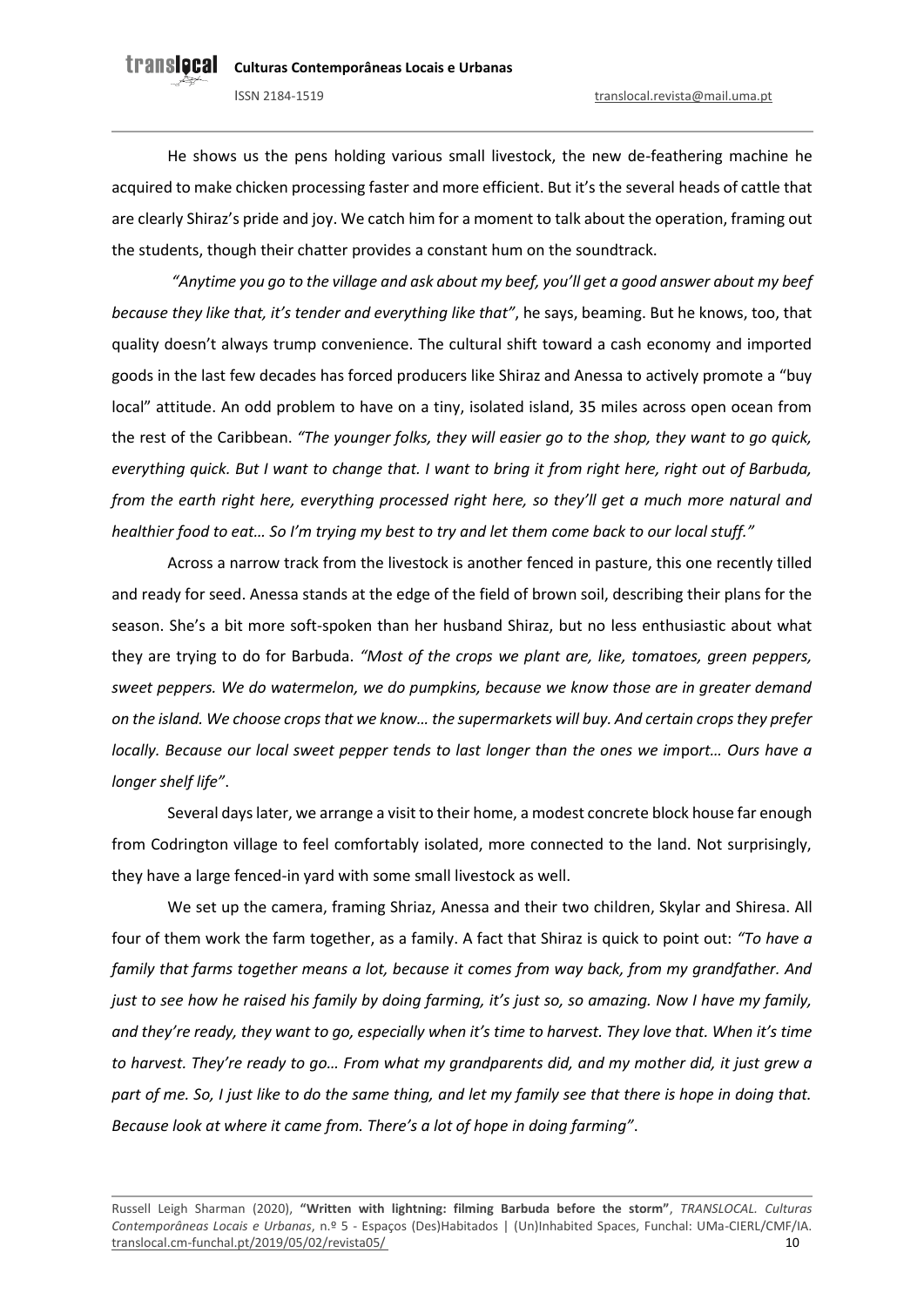He shows us the pens holding various small livestock, the new de-feathering machine he acquired to make chicken processing faster and more efficient. But it's the several heads of cattle that are clearly Shiraz's pride and joy. We catch him for a moment to talk about the operation, framing out the students, though their chatter provides a constant hum on the soundtrack.

*"Anytime you go to the village and ask about my beef, you'll get a good answer about my beef because they like that, it's tender and everything like that"*, he says, beaming. But he knows, too, that quality doesn't always trump convenience. The cultural shift toward a cash economy and imported goods in the last few decades has forced producers like Shiraz and Anessa to actively promote a "buy local" attitude. An odd problem to have on a tiny, isolated island, 35 miles across open ocean from the rest of the Caribbean. *"The younger folks, they will easier go to the shop, they want to go quick, everything quick. But I want to change that. I want to bring it from right here, right out of Barbuda, from the earth right here, everything processed right here, so they'll get a much more natural and healthier food to eat… So I'm trying my best to try and let them come back to our local stuff."*

Across a narrow track from the livestock is another fenced in pasture, this one recently tilled and ready for seed. Anessa stands at the edge of the field of brown soil, describing their plans for the season. She's a bit more soft-spoken than her husband Shiraz, but no less enthusiastic about what they are trying to do for Barbuda. *"Most of the crops we plant are, like, tomatoes, green peppers, sweet peppers. We do watermelon, we do pumpkins, because we know those are in greater demand on the island. We choose crops that we know… the supermarkets will buy. And certain crops they prefer locally. Because our local sweet pepper tends to last longer than the ones we import… Ours have a longer shelf life"*.

Several days later, we arrange a visit to their home, a modest concrete block house far enough from Codrington village to feel comfortably isolated, more connected to the land. Not surprisingly, they have a large fenced-in yard with some small livestock as well.

We set up the camera, framing Shriaz, Anessa and their two children, Skylar and Shiresa. All four of them work the farm together, as a family. A fact that Shiraz is quick to point out: *"To have a family that farms together means a lot, because it comes from way back, from my grandfather. And just to see how he raised his family by doing farming, it's just so, so amazing. Now I have my family, and they're ready, they want to go, especially when it's time to harvest. They love that. When it's time to harvest. They're ready to go… From what my grandparents did, and my mother did, it just grew a part of me. So, I just like to do the same thing, and let my family see that there is hope in doing that. Because look at where it came from. There's a lot of hope in doing farming"*.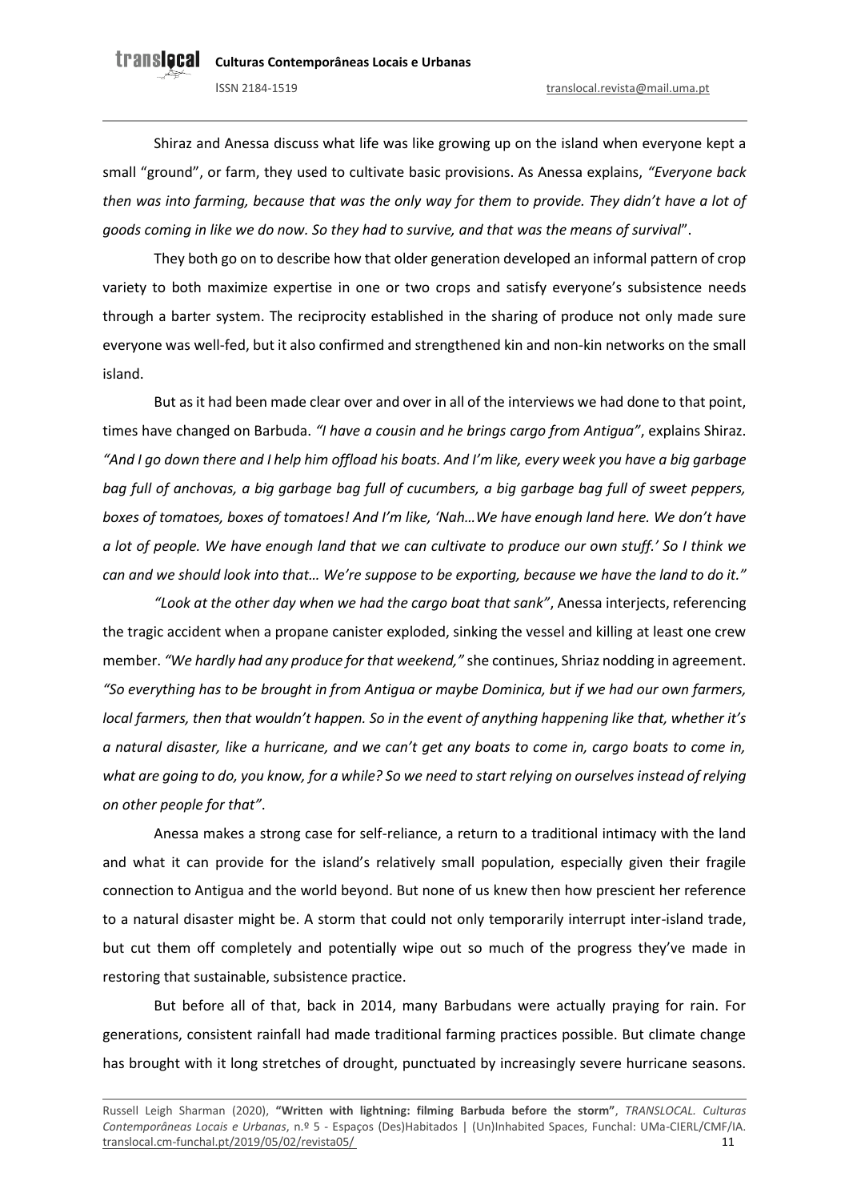Shiraz and Anessa discuss what life was like growing up on the island when everyone kept a small "ground", or farm, they used to cultivate basic provisions. As Anessa explains, *"Everyone back then was into farming, because that was the only way for them to provide. They didn't have a lot of goods coming in like we do now. So they had to survive, and that was the means of survival*".

They both go on to describe how that older generation developed an informal pattern of crop variety to both maximize expertise in one or two crops and satisfy everyone's subsistence needs through a barter system. The reciprocity established in the sharing of produce not only made sure everyone was well-fed, but it also confirmed and strengthened kin and non-kin networks on the small island.

But as it had been made clear over and over in all of the interviews we had done to that point, times have changed on Barbuda. *"I have a cousin and he brings cargo from Antigua"*, explains Shiraz. *"And I go down there and I help him offload his boats. And I'm like, every week you have a big garbage bag full of anchovas, a big garbage bag full of cucumbers, a big garbage bag full of sweet peppers, boxes of tomatoes, boxes of tomatoes! And I'm like, 'Nah…We have enough land here. We don't have a lot of people. We have enough land that we can cultivate to produce our own stuff.' So I think we can and we should look into that… We're suppose to be exporting, because we have the land to do it."*

*"Look at the other day when we had the cargo boat that sank"*, Anessa interjects, referencing the tragic accident when a propane canister exploded, sinking the vessel and killing at least one crew member. *"We hardly had any produce for that weekend,"* she continues, Shriaz nodding in agreement. *"So everything has to be brought in from Antigua or maybe Dominica, but if we had our own farmers, local farmers, then that wouldn't happen. So in the event of anything happening like that, whether it's a natural disaster, like a hurricane, and we can't get any boats to come in, cargo boats to come in, what are going to do, you know, for a while? So we need to start relying on ourselves instead of relying on other people for that"*.

Anessa makes a strong case for self-reliance, a return to a traditional intimacy with the land and what it can provide for the island's relatively small population, especially given their fragile connection to Antigua and the world beyond. But none of us knew then how prescient her reference to a natural disaster might be. A storm that could not only temporarily interrupt inter-island trade, but cut them off completely and potentially wipe out so much of the progress they've made in restoring that sustainable, subsistence practice.

But before all of that, back in 2014, many Barbudans were actually praying for rain. For generations, consistent rainfall had made traditional farming practices possible. But climate change has brought with it long stretches of drought, punctuated by increasingly severe hurricane seasons.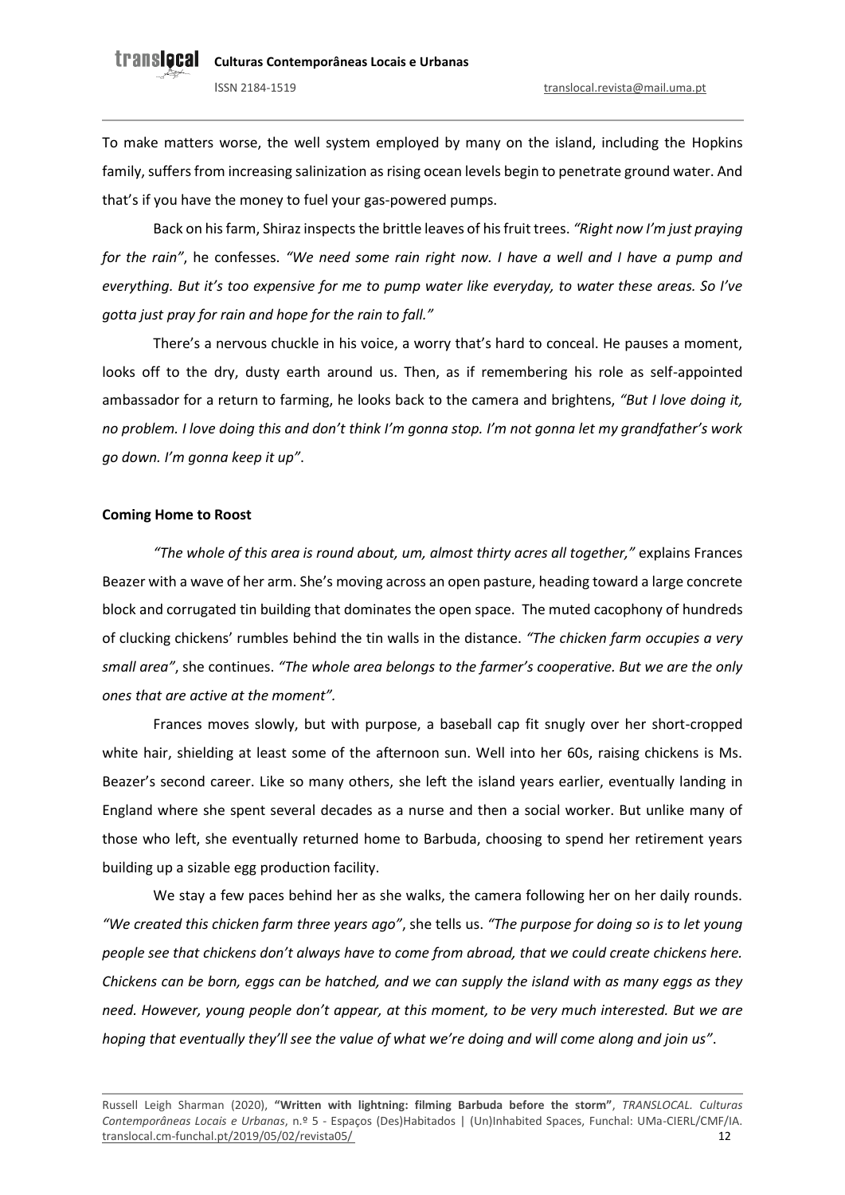To make matters worse, the well system employed by many on the island, including the Hopkins family, suffers from increasing salinization as rising ocean levels begin to penetrate ground water. And that's if you have the money to fuel your gas-powered pumps.

Back on his farm, Shiraz inspects the brittle leaves of his fruit trees. *"Right now I'm just praying for the rain"*, he confesses. *"We need some rain right now. I have a well and I have a pump and everything. But it's too expensive for me to pump water like everyday, to water these areas. So I've gotta just pray for rain and hope for the rain to fall."*

There's a nervous chuckle in his voice, a worry that's hard to conceal. He pauses a moment, looks off to the dry, dusty earth around us. Then, as if remembering his role as self-appointed ambassador for a return to farming, he looks back to the camera and brightens, *"But I love doing it, no problem. I love doing this and don't think I'm gonna stop. I'm not gonna let my grandfather's work go down. I'm gonna keep it up"*.

**Coming Home to Roost**

*"The whole of this area is round about, um, almost thirty acres all together,"* explains Frances Beazer with a wave of her arm. She's moving across an open pasture, heading toward a large concrete block and corrugated tin building that dominates the open space. The muted cacophony of hundreds of clucking chickens' rumbles behind the tin walls in the distance. *"The chicken farm occupies a very small area"*, she continues. *"The whole area belongs to the farmer's cooperative. But we are the only ones that are active at the moment"*.

Frances moves slowly, but with purpose, a baseball cap fit snugly over her short-cropped white hair, shielding at least some of the afternoon sun. Well into her 60s, raising chickens is Ms. Beazer's second career. Like so many others, she left the island years earlier, eventually landing in England where she spent several decades as a nurse and then a social worker. But unlike many of those who left, she eventually returned home to Barbuda, choosing to spend her retirement years building up a sizable egg production facility.

We stay a few paces behind her as she walks, the camera following her on her daily rounds. *"We created this chicken farm three years ago"*, she tells us. *"The purpose for doing so is to let young people see that chickens don't always have to come from abroad, that we could create chickens here. Chickens can be born, eggs can be hatched, and we can supply the island with as many eggs as they need. However, young people don't appear, at this moment, to be very much interested. But we are hoping that eventually they'll see the value of what we're doing and will come along and join us"*.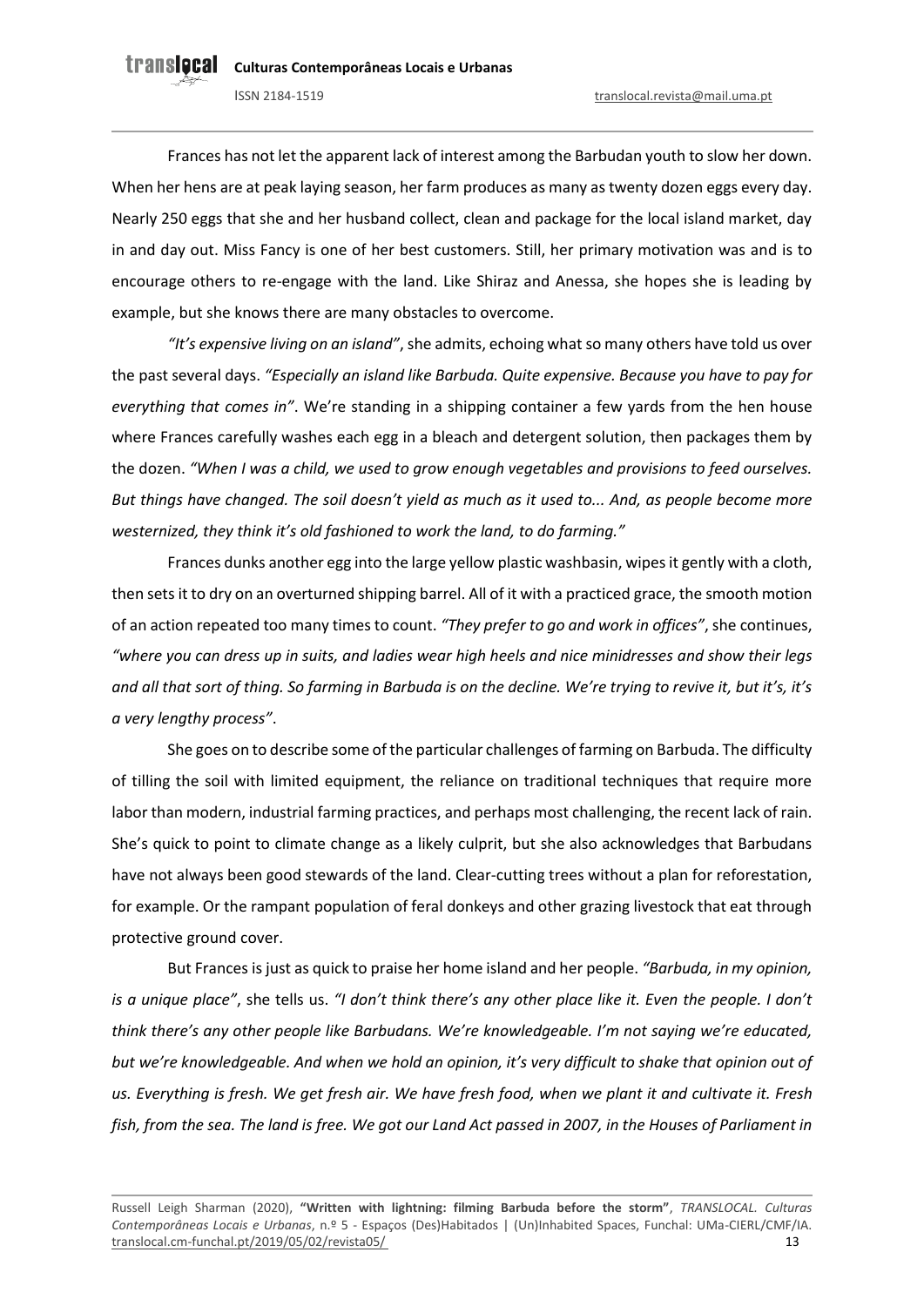Frances has not let the apparent lack of interest among the Barbudan youth to slow her down. When her hens are at peak laying season, her farm produces as many as twenty dozen eggs every day. Nearly 250 eggs that she and her husband collect, clean and package for the local island market, day in and day out. Miss Fancy is one of her best customers. Still, her primary motivation was and is to encourage others to re-engage with the land. Like Shiraz and Anessa, she hopes she is leading by example, but she knows there are many obstacles to overcome.

*"It's expensive living on an island"*, she admits, echoing what so many others have told us over the past several days. *"Especially an island like Barbuda. Quite expensive. Because you have to pay for everything that comes in"*. We're standing in a shipping container a few yards from the hen house where Frances carefully washes each egg in a bleach and detergent solution, then packages them by the dozen. *"When I was a child, we used to grow enough vegetables and provisions to feed ourselves. But things have changed. The soil doesn't yield as much as it used to... And, as people become more westernized, they think it's old fashioned to work the land, to do farming."*

Frances dunks another egg into the large yellow plastic washbasin, wipes it gently with a cloth, then sets it to dry on an overturned shipping barrel. All of it with a practiced grace, the smooth motion of an action repeated too many times to count. *"They prefer to go and work in offices"*, she continues, *"where you can dress up in suits, and ladies wear high heels and nice minidresses and show their legs and all that sort of thing. So farming in Barbuda is on the decline. We're trying to revive it, but it's, it's a very lengthy process"*.

She goes on to describe some of the particular challenges of farming on Barbuda. The difficulty of tilling the soil with limited equipment, the reliance on traditional techniques that require more labor than modern, industrial farming practices, and perhaps most challenging, the recent lack of rain. She's quick to point to climate change as a likely culprit, but she also acknowledges that Barbudans have not always been good stewards of the land. Clear-cutting trees without a plan for reforestation, for example. Or the rampant population of feral donkeys and other grazing livestock that eat through protective ground cover.

But Frances is just as quick to praise her home island and her people. *"Barbuda, in my opinion, is a unique place"*, she tells us. *"I don't think there's any other place like it. Even the people. I don't think there's any other people like Barbudans. We're knowledgeable. I'm not saying we're educated, but we're knowledgeable. And when we hold an opinion, it's very difficult to shake that opinion out of us. Everything is fresh. We get fresh air. We have fresh food, when we plant it and cultivate it. Fresh fish, from the sea. The land is free. We got our Land Act passed in 2007, in the Houses of Parliament in*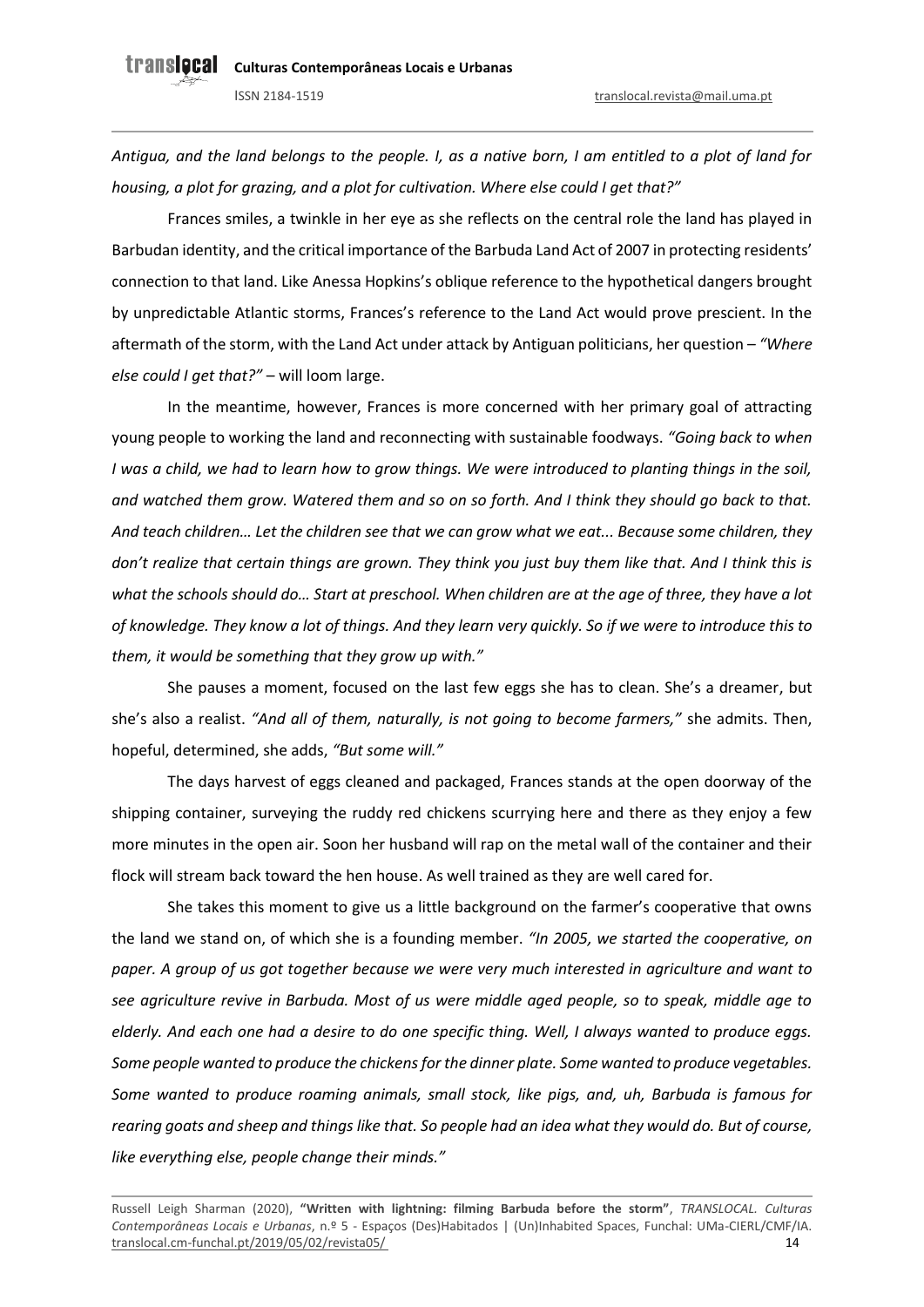*Antigua, and the land belongs to the people. I, as a native born, I am entitled to a plot of land for housing, a plot for grazing, and a plot for cultivation. Where else could I get that?"*

Frances smiles, a twinkle in her eye as she reflects on the central role the land has played in Barbudan identity, and the critical importance of the Barbuda Land Act of 2007 in protecting residents' connection to that land. Like Anessa Hopkins's oblique reference to the hypothetical dangers brought by unpredictable Atlantic storms, Frances's reference to the Land Act would prove prescient. In the aftermath of the storm, with the Land Act under attack by Antiguan politicians, her question – *"Where else could I get that?"* – will loom large.

In the meantime, however, Frances is more concerned with her primary goal of attracting young people to working the land and reconnecting with sustainable foodways. *"Going back to when I was a child, we had to learn how to grow things. We were introduced to planting things in the soil, and watched them grow. Watered them and so on so forth. And I think they should go back to that. And teach children… Let the children see that we can grow what we eat... Because some children, they don't realize that certain things are grown. They think you just buy them like that. And I think this is what the schools should do… Start at preschool. When children are at the age of three, they have a lot of knowledge. They know a lot of things. And they learn very quickly. So if we were to introduce this to them, it would be something that they grow up with."*

She pauses a moment, focused on the last few eggs she has to clean. She's a dreamer, but she's also a realist. *"And all of them, naturally, is not going to become farmers,"* she admits. Then, hopeful, determined, she adds, *"But some will."*

The days harvest of eggs cleaned and packaged, Frances stands at the open doorway of the shipping container, surveying the ruddy red chickens scurrying here and there as they enjoy a few more minutes in the open air. Soon her husband will rap on the metal wall of the container and their flock will stream back toward the hen house. As well trained as they are well cared for.

She takes this moment to give us a little background on the farmer's cooperative that owns the land we stand on, of which she is a founding member. *"In 2005, we started the cooperative, on paper. A group of us got together because we were very much interested in agriculture and want to see agriculture revive in Barbuda. Most of us were middle aged people, so to speak, middle age to elderly. And each one had a desire to do one specific thing. Well, I always wanted to produce eggs. Some people wanted to produce the chickens for the dinner plate. Some wanted to produce vegetables. Some wanted to produce roaming animals, small stock, like pigs, and, uh, Barbuda is famous for rearing goats and sheep and things like that. So people had an idea what they would do. But of course, like everything else, people change their minds."*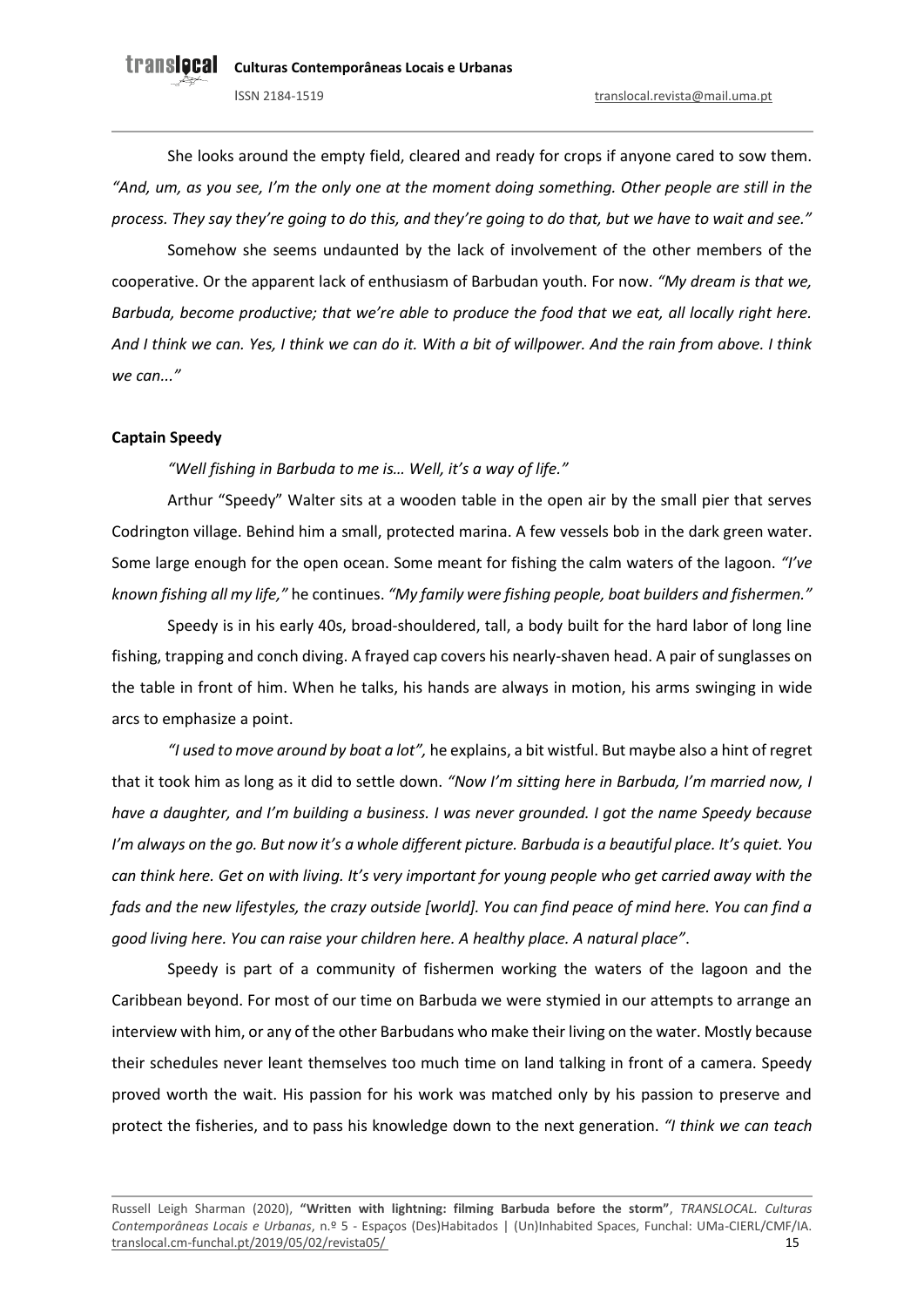She looks around the empty field, cleared and ready for crops if anyone cared to sow them. *"And, um, as you see, I'm the only one at the moment doing something. Other people are still in the process. They say they're going to do this, and they're going to do that, but we have to wait and see."*

Somehow she seems undaunted by the lack of involvement of the other members of the cooperative. Or the apparent lack of enthusiasm of Barbudan youth. For now. *"My dream is that we, Barbuda, become productive; that we're able to produce the food that we eat, all locally right here. And I think we can. Yes, I think we can do it. With a bit of willpower. And the rain from above. I think we can..."*

**Captain Speedy**

*"Well fishing in Barbuda to me is… Well, it's a way of life."*

Arthur "Speedy" Walter sits at a wooden table in the open air by the small pier that serves Codrington village. Behind him a small, protected marina. A few vessels bob in the dark green water. Some large enough for the open ocean. Some meant for fishing the calm waters of the lagoon. *"I've known fishing all my life,"* he continues. *"My family were fishing people, boat builders and fishermen."*

Speedy is in his early 40s, broad-shouldered, tall, a body built for the hard labor of long line fishing, trapping and conch diving. A frayed cap covers his nearly-shaven head. A pair of sunglasses on the table in front of him. When he talks, his hands are always in motion, his arms swinging in wide arcs to emphasize a point.

*"I used to move around by boat a lot",* he explains, a bit wistful. But maybe also a hint of regret that it took him as long as it did to settle down. *"Now I'm sitting here in Barbuda, I'm married now, I have a daughter, and I'm building a business. I was never grounded. I got the name Speedy because I'm always on the go. But now it's a whole different picture. Barbuda is a beautiful place. It's quiet. You can think here. Get on with living. It's very important for young people who get carried away with the fads and the new lifestyles, the crazy outside [world]. You can find peace of mind here. You can find a good living here. You can raise your children here. A healthy place. A natural place"*.

Speedy is part of a community of fishermen working the waters of the lagoon and the Caribbean beyond. For most of our time on Barbuda we were stymied in our attempts to arrange an interview with him, or any of the other Barbudans who make their living on the water. Mostly because their schedules never leant themselves too much time on land talking in front of a camera. Speedy proved worth the wait. His passion for his work was matched only by his passion to preserve and protect the fisheries, and to pass his knowledge down to the next generation. *"I think we can teach*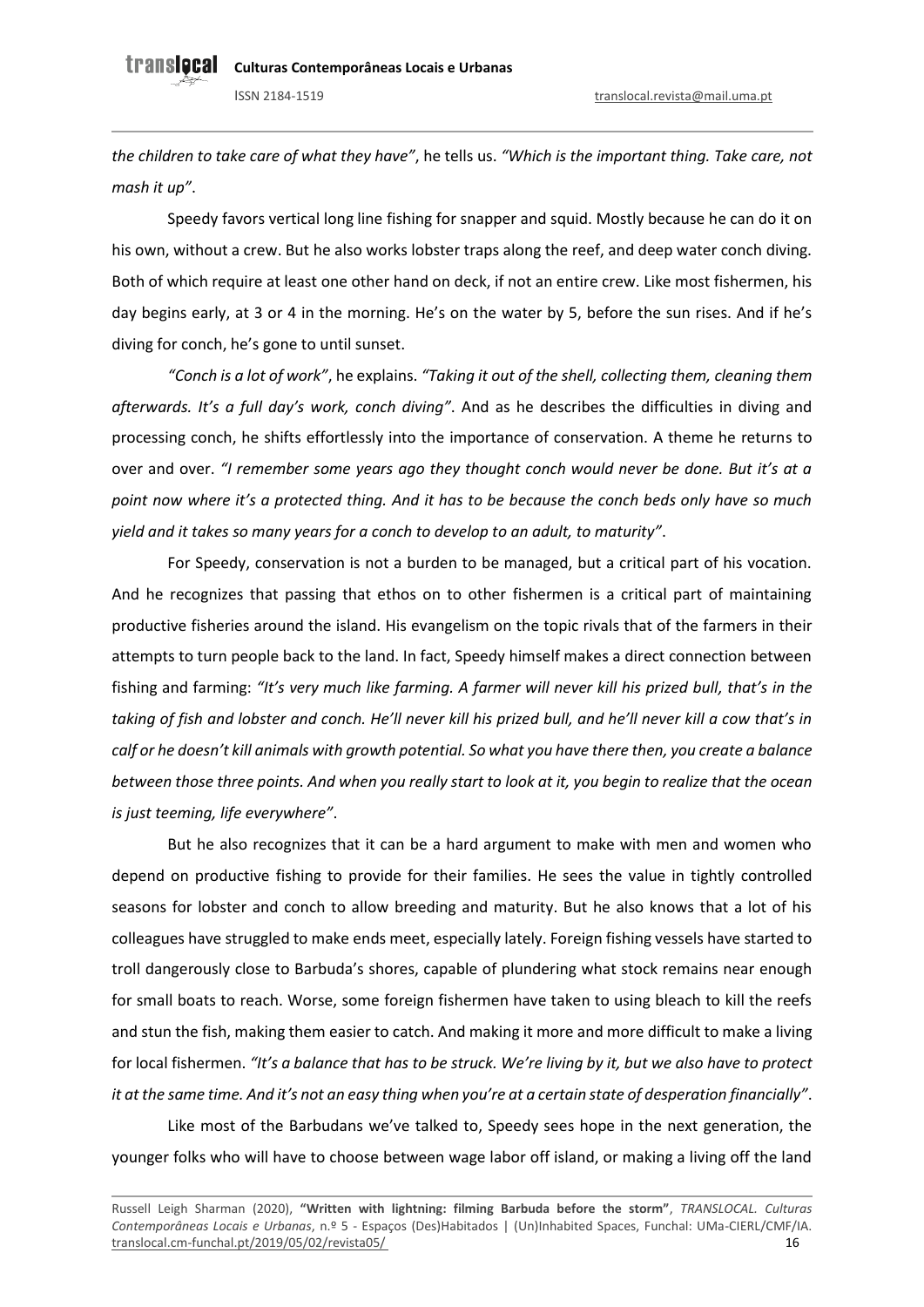*the children to take care of what they have"*, he tells us. *"Which is the important thing. Take care, not mash it up"*.

Speedy favors vertical long line fishing for snapper and squid. Mostly because he can do it on his own, without a crew. But he also works lobster traps along the reef, and deep water conch diving. Both of which require at least one other hand on deck, if not an entire crew. Like most fishermen, his day begins early, at 3 or 4 in the morning. He's on the water by 5, before the sun rises. And if he's diving for conch, he's gone to until sunset.

*"Conch is a lot of work"*, he explains. *"Taking it out of the shell, collecting them, cleaning them afterwards. It's a full day's work, conch diving"*. And as he describes the difficulties in diving and processing conch, he shifts effortlessly into the importance of conservation. A theme he returns to over and over. *"I remember some years ago they thought conch would never be done. But it's at a point now where it's a protected thing. And it has to be because the conch beds only have so much yield and it takes so many years for a conch to develop to an adult, to maturity"*.

For Speedy, conservation is not a burden to be managed, but a critical part of his vocation. And he recognizes that passing that ethos on to other fishermen is a critical part of maintaining productive fisheries around the island. His evangelism on the topic rivals that of the farmers in their attempts to turn people back to the land. In fact, Speedy himself makes a direct connection between fishing and farming: *"It's very much like farming. A farmer will never kill his prized bull, that's in the taking of fish and lobster and conch. He'll never kill his prized bull, and he'll never kill a cow that's in calf or he doesn't kill animals with growth potential. So what you have there then, you create a balance between those three points. And when you really start to look at it, you begin to realize that the ocean is just teeming, life everywhere"*.

But he also recognizes that it can be a hard argument to make with men and women who depend on productive fishing to provide for their families. He sees the value in tightly controlled seasons for lobster and conch to allow breeding and maturity. But he also knows that a lot of his colleagues have struggled to make ends meet, especially lately. Foreign fishing vessels have started to troll dangerously close to Barbuda's shores, capable of plundering what stock remains near enough for small boats to reach. Worse, some foreign fishermen have taken to using bleach to kill the reefs and stun the fish, making them easier to catch. And making it more and more difficult to make a living for local fishermen. *"It's a balance that has to be struck. We're living by it, but we also have to protect it at the same time. And it's not an easy thing when you're at a certain state of desperation financially"*.

Like most of the Barbudans we've talked to, Speedy sees hope in the next generation, the younger folks who will have to choose between wage labor off island, or making a living off the land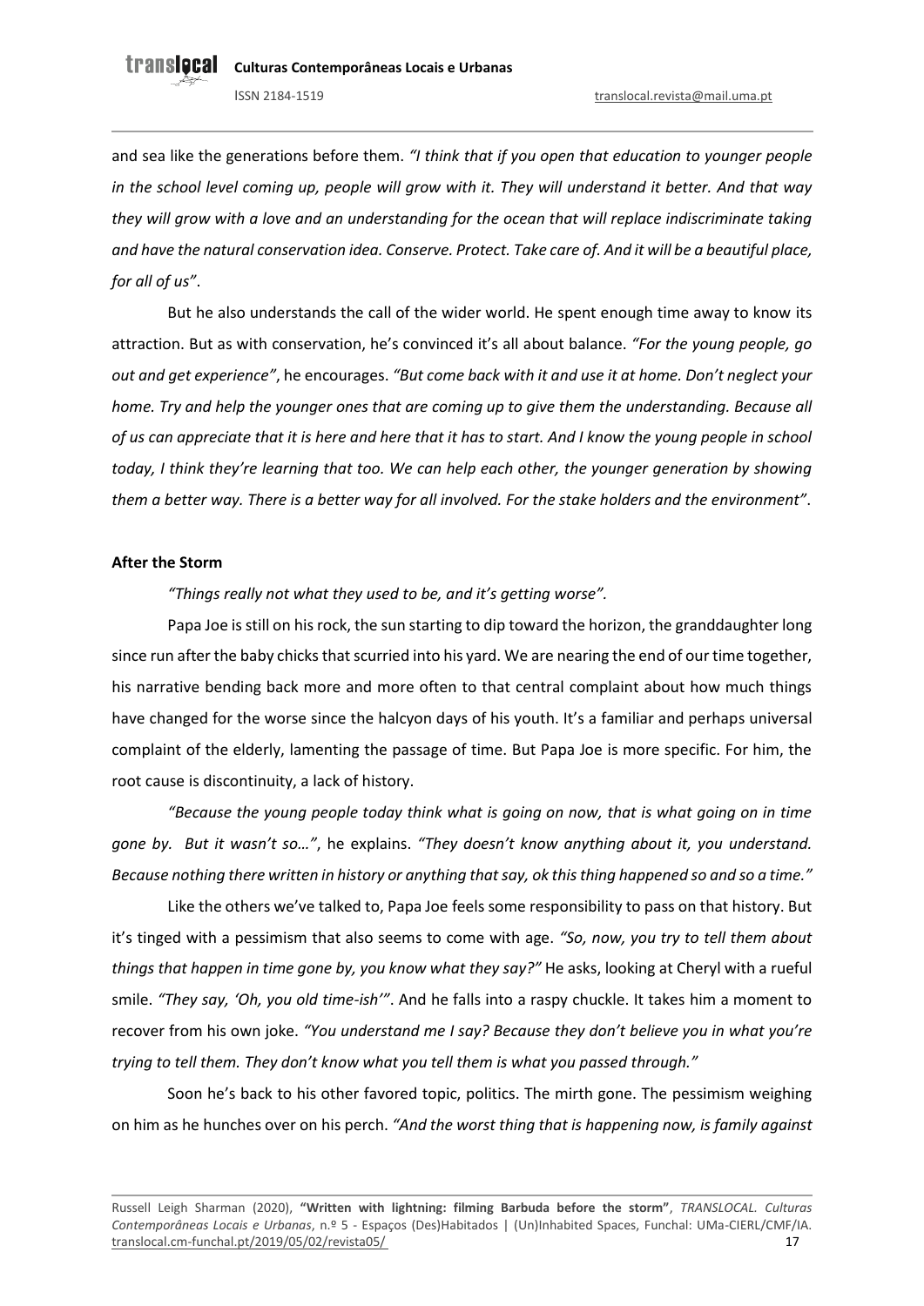and sea like the generations before them. *"I think that if you open that education to younger people in the school level coming up, people will grow with it. They will understand it better. And that way they will grow with a love and an understanding for the ocean that will replace indiscriminate taking and have the natural conservation idea. Conserve. Protect. Take care of. And it will be a beautiful place, for all of us"*.

But he also understands the call of the wider world. He spent enough time away to know its attraction. But as with conservation, he's convinced it's all about balance. *"For the young people, go out and get experience"*, he encourages. *"But come back with it and use it at home. Don't neglect your home. Try and help the younger ones that are coming up to give them the understanding. Because all of us can appreciate that it is here and here that it has to start. And I know the young people in school today, I think they're learning that too. We can help each other, the younger generation by showing them a better way. There is a better way for all involved. For the stake holders and the environment"*.

**After the Storm**

*"Things really not what they used to be, and it's getting worse".*

Papa Joe is still on his rock, the sun starting to dip toward the horizon, the granddaughter long since run after the baby chicks that scurried into his yard. We are nearing the end of our time together, his narrative bending back more and more often to that central complaint about how much things have changed for the worse since the halcyon days of his youth. It's a familiar and perhaps universal complaint of the elderly, lamenting the passage of time. But Papa Joe is more specific. For him, the root cause is discontinuity, a lack of history.

*"Because the young people today think what is going on now, that is what going on in time gone by. But it wasn't so…"*, he explains. *"They doesn't know anything about it, you understand. Because nothing there written in history or anything that say, ok this thing happened so and so a time."*

Like the others we've talked to, Papa Joe feels some responsibility to pass on that history. But it's tinged with a pessimism that also seems to come with age. *"So, now, you try to tell them about things that happen in time gone by, you know what they say?"* He asks, looking at Cheryl with a rueful smile. *"They say, 'Oh, you old time-ish'"*. And he falls into a raspy chuckle. It takes him a moment to recover from his own joke. *"You understand me I say? Because they don't believe you in what you're trying to tell them. They don't know what you tell them is what you passed through."*

Soon he's back to his other favored topic, politics. The mirth gone. The pessimism weighing on him as he hunches over on his perch. *"And the worst thing that is happening now, is family against*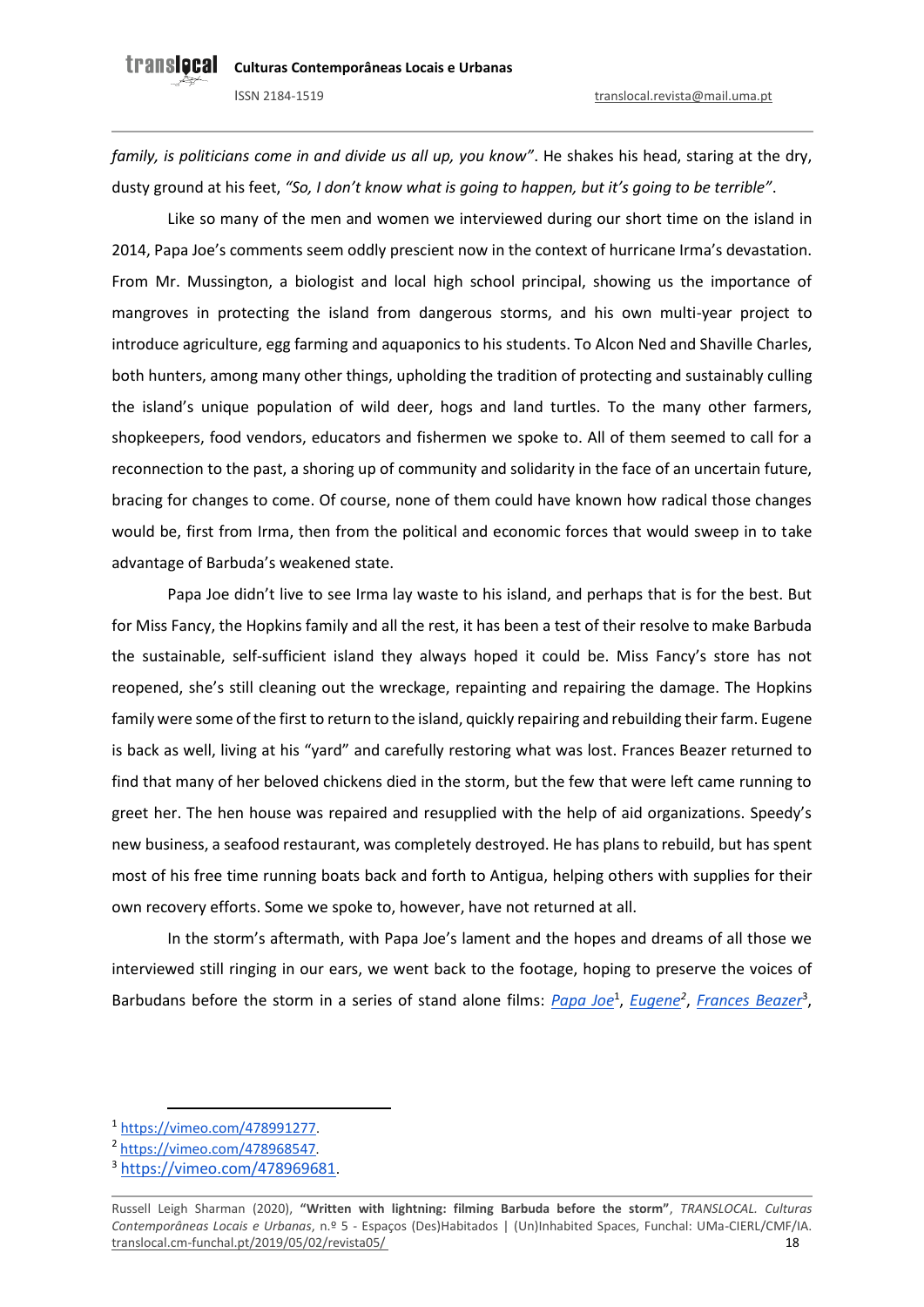*family, is politicians come in and divide us all up, you know"*. He shakes his head, staring at the dry, dusty ground at his feet, *"So, I don't know what is going to happen, but it's going to be terrible"*.

Like so many of the men and women we interviewed during our short time on the island in 2014, Papa Joe's comments seem oddly prescient now in the context of hurricane Irma's devastation. From Mr. Mussington, a biologist and local high school principal, showing us the importance of mangroves in protecting the island from dangerous storms, and his own multi-year project to introduce agriculture, egg farming and aquaponics to his students. To Alcon Ned and Shaville Charles, both hunters, among many other things, upholding the tradition of protecting and sustainably culling the island's unique population of wild deer, hogs and land turtles. To the many other farmers, shopkeepers, food vendors, educators and fishermen we spoke to. All of them seemed to call for a reconnection to the past, a shoring up of community and solidarity in the face of an uncertain future, bracing for changes to come. Of course, none of them could have known how radical those changes would be, first from Irma, then from the political and economic forces that would sweep in to take advantage of Barbuda's weakened state.

Papa Joe didn't live to see Irma lay waste to his island, and perhaps that is for the best. But for Miss Fancy, the Hopkins family and all the rest, it has been a test of their resolve to make Barbuda the sustainable, self-sufficient island they always hoped it could be. Miss Fancy's store has not reopened, she's still cleaning out the wreckage, repainting and repairing the damage. The Hopkins family were some of the first to return to the island, quickly repairing and rebuilding their farm. Eugene is back as well, living at his "yard" and carefully restoring what was lost. Frances Beazer returned to find that many of her beloved chickens died in the storm, but the few that were left came running to greet her. The hen house was repaired and resupplied with the help of aid organizations. Speedy's new business, a seafood restaurant, was completely destroyed. He has plans to rebuild, but has spent most of his free time running boats back and forth to Antigua, helping others with supplies for their own recovery efforts. Some we spoke to, however, have not returned at all.

In the storm's aftermath, with Papa Joe's lament and the hopes and dreams of all those we interviewed still ringing in our ears, we went back to the footage, hoping to preserve the voices of Barbudans before the storm in a series of stand alone films: *Papa Joe*[1], *Eugene*[2], *Frances Beazer*[3],

[1] https://vimeo.com/478991277.

[2] https://vimeo.com/478968547.

[3] https://vimeo.com/478969681.

Russell Leigh Sharman (2020), **"Written with lightning: filming Barbuda before the storm"**, *TRANSLOCAL. Culturas Contemporâneas Locais e Urbanas*, n.º 5 - Espaços (Des)Habitados | (Un)Inhabited Spaces, Funchal: UMa-CIERL/CMF/IA. translocal.cm-funchal.pt/2019/05/02/revista05/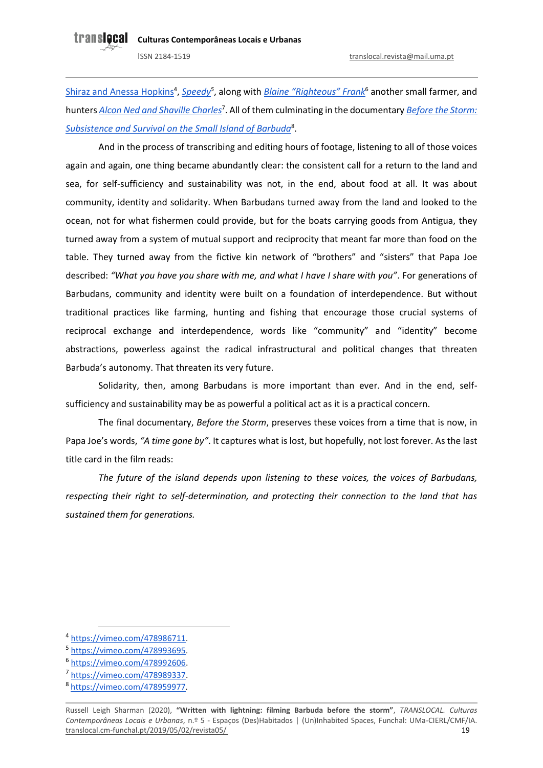Shiraz and Anessa Hopkins[4], *Speedy*[5], along with *Blaine "Righteous" Frank*[6] another small farmer, and hunters *Alcon Ned and Shaville Charles*[7]. All of them culminating in the documentary *Before the Storm: Subsistence and Survival on the Small Island of Barbuda*[8].

And in the process of transcribing and editing hours of footage, listening to all of those voices again and again, one thing became abundantly clear: the consistent call for a return to the land and sea, for self-sufficiency and sustainability was not, in the end, about food at all. It was about community, identity and solidarity. When Barbudans turned away from the land and looked to the ocean, not for what fishermen could provide, but for the boats carrying goods from Antigua, they turned away from a system of mutual support and reciprocity that meant far more than food on the table. They turned away from the fictive kin network of "brothers" and "sisters" that Papa Joe described: *"What you have you share with me, and what I have I share with you"*. For generations of Barbudans, community and identity were built on a foundation of interdependence. But without traditional practices like farming, hunting and fishing that encourage those crucial systems of reciprocal exchange and interdependence, words like "community" and "identity" become abstractions, powerless against the radical infrastructural and political changes that threaten Barbuda's autonomy. That threaten its very future.

Solidarity, then, among Barbudans is more important than ever. And in the end, self-sufficiency and sustainability may be as powerful a political act as it is a practical concern.

The final documentary, *Before the Storm*, preserves these voices from a time that is now, in Papa Joe's words, *"A time gone by"*. It captures what is lost, but hopefully, not lost forever. As the last title card in the film reads:

*The future of the island depends upon listening to these voices, the voices of Barbudans, respecting their right to self-determination, and protecting their connection to the land that has sustained them for generations.*

---

[4] https://vimeo.com/478986711.

[5] https://vimeo.com/478993695.

[6] https://vimeo.com/478992606.

[7] https://vimeo.com/478989337.

[8] https://vimeo.com/478959977.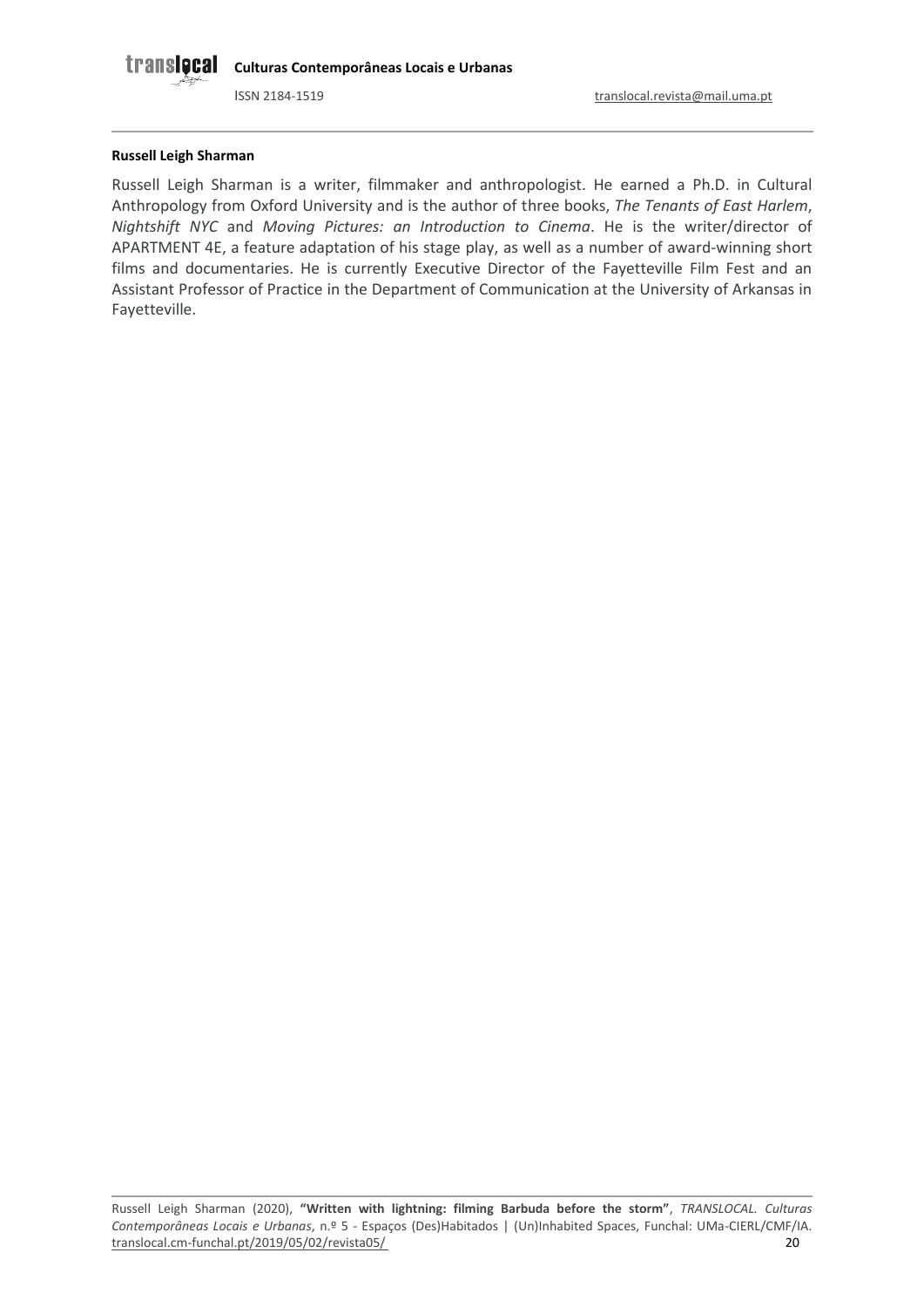**Russell Leigh Sharman**

Russell Leigh Sharman is a writer, filmmaker and anthropologist. He earned a Ph.D. in Cultural Anthropology from Oxford University and is the author of three books, *The Tenants of East Harlem*, *Nightshift NYC* and *Moving Pictures: an Introduction to Cinema*. He is the writer/director of APARTMENT 4E, a feature adaptation of his stage play, as well as a number of award-winning short films and documentaries. He is currently Executive Director of the Fayetteville Film Fest and an Assistant Professor of Practice in the Department of Communication at the University of Arkansas in Fayetteville.